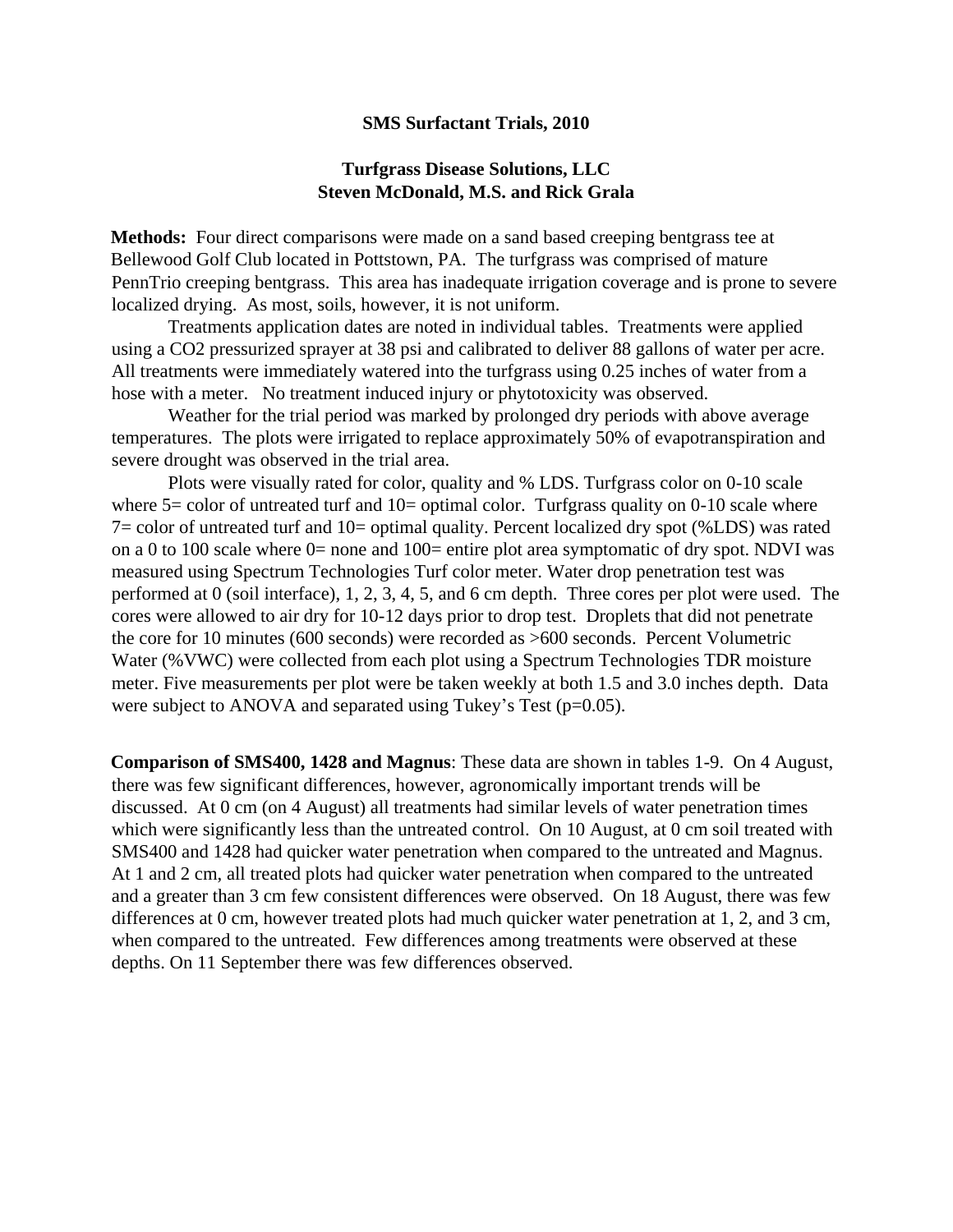**SMS Surfactant Trials, 2010**

**Turfgrass Disease Solutions, LLC**
**Steven McDonald, M.S. and Rick Grala**

**Methods:** Four direct comparisons were made on a sand based creeping bentgrass tee at Bellewood Golf Club located in Pottstown, PA. The turfgrass was comprised of mature PennTrio creeping bentgrass. This area has inadequate irrigation coverage and is prone to severe localized drying. As most, soils, however, it is not uniform.

Treatments application dates are noted in individual tables. Treatments were applied using a CO2 pressurized sprayer at 38 psi and calibrated to deliver 88 gallons of water per acre. All treatments were immediately watered into the turfgrass using 0.25 inches of water from a hose with a meter. No treatment induced injury or phytotoxicity was observed.

Weather for the trial period was marked by prolonged dry periods with above average temperatures. The plots were irrigated to replace approximately 50% of evapotranspiration and severe drought was observed in the trial area.

Plots were visually rated for color, quality and % LDS. Turfgrass color on 0-10 scale where 5= color of untreated turf and 10= optimal color. Turfgrass quality on 0-10 scale where 7= color of untreated turf and 10= optimal quality. Percent localized dry spot (%LDS) was rated on a 0 to 100 scale where 0= none and 100= entire plot area symptomatic of dry spot. NDVI was measured using Spectrum Technologies Turf color meter. Water drop penetration test was performed at 0 (soil interface), 1, 2, 3, 4, 5, and 6 cm depth. Three cores per plot were used. The cores were allowed to air dry for 10-12 days prior to drop test. Droplets that did not penetrate the core for 10 minutes (600 seconds) were recorded as >600 seconds. Percent Volumetric Water (%VWC) were collected from each plot using a Spectrum Technologies TDR moisture meter. Five measurements per plot were be taken weekly at both 1.5 and 3.0 inches depth. Data were subject to ANOVA and separated using Tukey's Test (p=0.05).

**Comparison of SMS400, 1428 and Magnus**: These data are shown in tables 1-9. On 4 August, there was few significant differences, however, agronomically important trends will be discussed. At 0 cm (on 4 August) all treatments had similar levels of water penetration times which were significantly less than the untreated control. On 10 August, at 0 cm soil treated with SMS400 and 1428 had quicker water penetration when compared to the untreated and Magnus. At 1 and 2 cm, all treated plots had quicker water penetration when compared to the untreated and a greater than 3 cm few consistent differences were observed. On 18 August, there was few differences at 0 cm, however treated plots had much quicker water penetration at 1, 2, and 3 cm, when compared to the untreated. Few differences among treatments were observed at these depths. On 11 September there was few differences observed.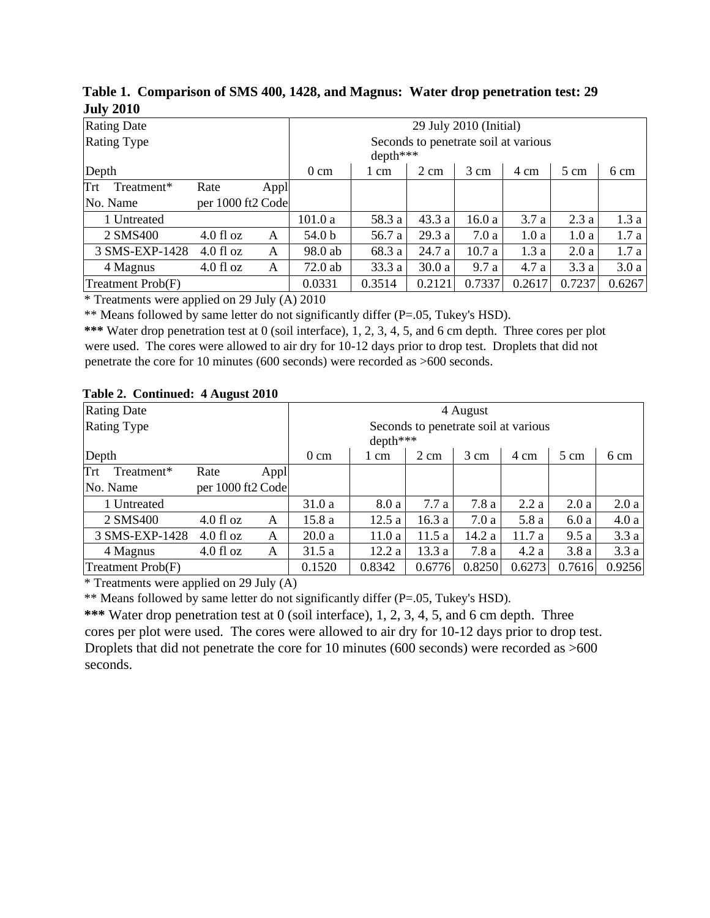**Table 1. Comparison of SMS 400, 1428, and Magnus: Water drop penetration test: 29 July 2010**

| Rating Date | | | 29 July 2010 (Initial) | | | | | | |
|---|---|---|---|---|---|---|---|---|---|
| Rating Type | | | Seconds to penetrate soil at various depth*** | | | | | | |
| Depth | | | 0 cm | 1 cm | 2 cm | 3 cm | 4 cm | 5 cm | 6 cm |
| Trt No. | Treatment* Name | Rate per 1000 ft2 | Appl Code | | | | | | |
| 1 Untreated | | | 101.0 a | 58.3 a | 43.3 a | 16.0 a | 3.7 a | 2.3 a | 1.3 a |
| 2 SMS400 | 4.0 fl oz | A | 54.0 b | 56.7 a | 29.3 a | 7.0 a | 1.0 a | 1.0 a | 1.7 a |
| 3 SMS-EXP-1428 | 4.0 fl oz | A | 98.0 ab | 68.3 a | 24.7 a | 10.7 a | 1.3 a | 2.0 a | 1.7 a |
| 4 Magnus | 4.0 fl oz | A | 72.0 ab | 33.3 a | 30.0 a | 9.7 a | 4.7 a | 3.3 a | 3.0 a |
| Treatment Prob(F) | | | 0.0331 | 0.3514 | 0.2121 | 0.7337 | 0.2617 | 0.7237 | 0.6267 |

\* Treatments were applied on 29 July (A) 2010

** Means followed by same letter do not significantly differ (P=.05, Tukey's HSD).

**\*\*\*** Water drop penetration test at 0 (soil interface), 1, 2, 3, 4, 5, and 6 cm depth. Three cores per plot were used. The cores were allowed to air dry for 10-12 days prior to drop test. Droplets that did not penetrate the core for 10 minutes (600 seconds) were recorded as >600 seconds.

**Table 2. Continued: 4 August 2010**

| Rating Date | | | 4 August | | | | | | |
|---|---|---|---|---|---|---|---|---|---|
| Rating Type | | | Seconds to penetrate soil at various depth*** | | | | | | |
| Depth | | | 0 cm | 1 cm | 2 cm | 3 cm | 4 cm | 5 cm | 6 cm |
| Trt No. | Treatment* Name | Rate per 1000 ft2 | Appl Code | | | | | | |
| 1 Untreated | | | 31.0 a | 8.0 a | 7.7 a | 7.8 a | 2.2 a | 2.0 a | 2.0 a |
| 2 SMS400 | 4.0 fl oz | A | 15.8 a | 12.5 a | 16.3 a | 7.0 a | 5.8 a | 6.0 a | 4.0 a |
| 3 SMS-EXP-1428 | 4.0 fl oz | A | 20.0 a | 11.0 a | 11.5 a | 14.2 a | 11.7 a | 9.5 a | 3.3 a |
| 4 Magnus | 4.0 fl oz | A | 31.5 a | 12.2 a | 13.3 a | 7.8 a | 4.2 a | 3.8 a | 3.3 a |
| Treatment Prob(F) | | | 0.1520 | 0.8342 | 0.6776 | 0.8250 | 0.6273 | 0.7616 | 0.9256 |

\* Treatments were applied on 29 July (A)

** Means followed by same letter do not significantly differ (P=.05, Tukey's HSD).

**\*\*\*** Water drop penetration test at 0 (soil interface), 1, 2, 3, 4, 5, and 6 cm depth. Three cores per plot were used. The cores were allowed to air dry for 10-12 days prior to drop test. Droplets that did not penetrate the core for 10 minutes (600 seconds) were recorded as >600 seconds.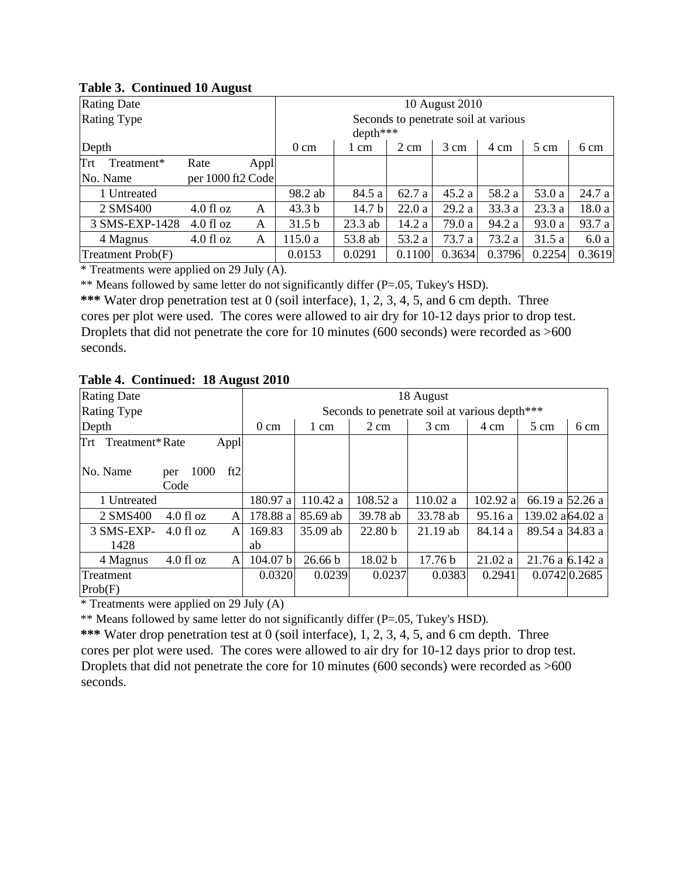**Table 3. Continued 10 August**

| Rating Date | | | | 10 August 2010 | | | | | | |
|---|---|---|---|---|---|---|---|---|---|---|
| Rating Type | | | | Seconds to penetrate soil at various depth*** | | | | | | |
| Depth | | | | 0 cm | 1 cm | 2 cm | 3 cm | 4 cm | 5 cm | 6 cm |
| Trt No. | Treatment* Name | Rate per 1000 ft2 | Appl Code | | | | | | | |
| 1 | Untreated | | | 98.2 ab | 84.5 a | 62.7 a | 45.2 a | 58.2 a | 53.0 a | 24.7 a |
| 2 | SMS400 | 4.0 fl oz | A | 43.3 b | 14.7 b | 22.0 a | 29.2 a | 33.3 a | 23.3 a | 18.0 a |
| 3 | SMS-EXP-1428 | 4.0 fl oz | A | 31.5 b | 23.3 ab | 14.2 a | 79.0 a | 94.2 a | 93.0 a | 93.7 a |
| 4 | Magnus | 4.0 fl oz | A | 115.0 a | 53.8 ab | 53.2 a | 73.7 a | 73.2 a | 31.5 a | 6.0 a |
| Treatment Prob(F) | | | | 0.0153 | 0.0291 | 0.1100 | 0.3634 | 0.3796 | 0.2254 | 0.3619 |

* Treatments were applied on 29 July (A).

** Means followed by same letter do not significantly differ (P=.05, Tukey's HSD).

**\*\*\*** Water drop penetration test at 0 (soil interface), 1, 2, 3, 4, 5, and 6 cm depth. Three cores per plot were used. The cores were allowed to air dry for 10-12 days prior to drop test. Droplets that did not penetrate the core for 10 minutes (600 seconds) were recorded as >600 seconds.

**Table 4. Continued: 18 August 2010**

| Rating Date | | | | 18 August | | | | | | |
|---|---|---|---|---|---|---|---|---|---|---|
| Rating Type | | | | Seconds to penetrate soil at various depth*** | | | | | | |
| Depth | | | | 0 cm | 1 cm | 2 cm | 3 cm | 4 cm | 5 cm | 6 cm |
| Trt No. | Treatment* Name | Rate per 1000 ft2 | Appl Code | | | | | | | |
| 1 | Untreated | | | 180.97 a | 110.42 a | 108.52 a | 110.02 a | 102.92 a | 66.19 a | 52.26 a |
| 2 | SMS400 | 4.0 fl oz | A | 178.88 a | 85.69 ab | 39.78 ab | 33.78 ab | 95.16 a | 139.02 a | 64.02 a |
| 3 | SMS-EXP-1428 | 4.0 fl oz | A | 169.83 ab | 35.09 ab | 22.80 b | 21.19 ab | 84.14 a | 89.54 a | 34.83 a |
| 4 | Magnus | 4.0 fl oz | A | 104.07 b | 26.66 b | 18.02 b | 17.76 b | 21.02 a | 21.76 a | 6.142 a |
| Treatment Prob(F) | | | | 0.0320 | 0.0239 | 0.0237 | 0.0383 | 0.2941 | 0.0742 | 0.2685 |

* Treatments were applied on 29 July (A)

** Means followed by same letter do not significantly differ (P=.05, Tukey's HSD).

**\*\*\*** Water drop penetration test at 0 (soil interface), 1, 2, 3, 4, 5, and 6 cm depth. Three cores per plot were used. The cores were allowed to air dry for 10-12 days prior to drop test. Droplets that did not penetrate the core for 10 minutes (600 seconds) were recorded as >600 seconds.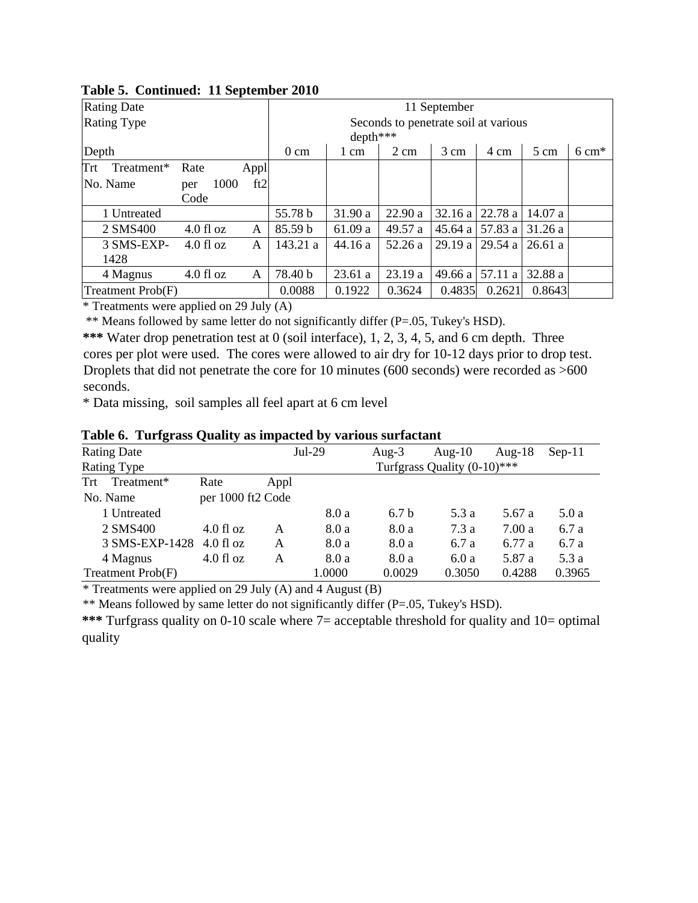**Table 5. Continued: 11 September 2010**

| Rating Date | | | 11 September | | | | | | |
|---|---|---|---|---|---|---|---|---|---|
| Rating Type | | | Seconds to penetrate soil at various depth*** | | | | | | |
| Depth | | | 0 cm | 1 cm | 2 cm | 3 cm | 4 cm | 5 cm | 6 cm* |
| Trt No. | Treatment* Name | Rate per 1000 ft2 | Appl Code | | | | | | |
| 1 Untreated | | | 55.78 b | 31.90 a | 22.90 a | 32.16 a | 22.78 a | 14.07 a | |
| 2 SMS400 | 4.0 fl oz | A | 85.59 b | 61.09 a | 49.57 a | 45.64 a | 57.83 a | 31.26 a | |
| 3 SMS-EXP-1428 | 4.0 fl oz | A | 143.21 a | 44.16 a | 52.26 a | 29.19 a | 29.54 a | 26.61 a | |
| 4 Magnus | 4.0 fl oz | A | 78.40 b | 23.61 a | 23.19 a | 49.66 a | 57.11 a | 32.88 a | |
| Treatment Prob(F) | | | 0.0088 | 0.1922 | 0.3624 | 0.4835 | 0.2621 | 0.8643 | |

* Treatments were applied on 29 July (A)

** Means followed by same letter do not significantly differ (P=.05, Tukey's HSD).

**\*\*\*** Water drop penetration test at 0 (soil interface), 1, 2, 3, 4, 5, and 6 cm depth. Three cores per plot were used. The cores were allowed to air dry for 10-12 days prior to drop test. Droplets that did not penetrate the core for 10 minutes (600 seconds) were recorded as >600 seconds.

* Data missing, soil samples all feel apart at 6 cm level

**Table 6. Turfgrass Quality as impacted by various surfactant**

| Rating Date | | | Jul-29 | Aug-3 | Aug-10 | Aug-18 | Sep-11 |
|---|---|---|---|---|---|---|---|
| Rating Type | | | Turfgrass Quality (0-10)*** | | | | |
| Trt No. Treatment* Name | Rate per 1000 ft2 | Appl Code | | | | | |
| 1 Untreated | | | 8.0 a | 6.7 b | 5.3 a | 5.67 a | 5.0 a |
| 2 SMS400 | 4.0 fl oz | A | 8.0 a | 8.0 a | 7.3 a | 7.00 a | 6.7 a |
| 3 SMS-EXP-1428 | 4.0 fl oz | A | 8.0 a | 8.0 a | 6.7 a | 6.77 a | 6.7 a |
| 4 Magnus | 4.0 fl oz | A | 8.0 a | 8.0 a | 6.0 a | 5.87 a | 5.3 a |
| Treatment Prob(F) | | | 1.0000 | 0.0029 | 0.3050 | 0.4288 | 0.3965 |

* Treatments were applied on 29 July (A) and 4 August (B)

** Means followed by same letter do not significantly differ (P=.05, Tukey's HSD).

**\*\*\*** Turfgrass quality on 0-10 scale where 7= acceptable threshold for quality and 10= optimal quality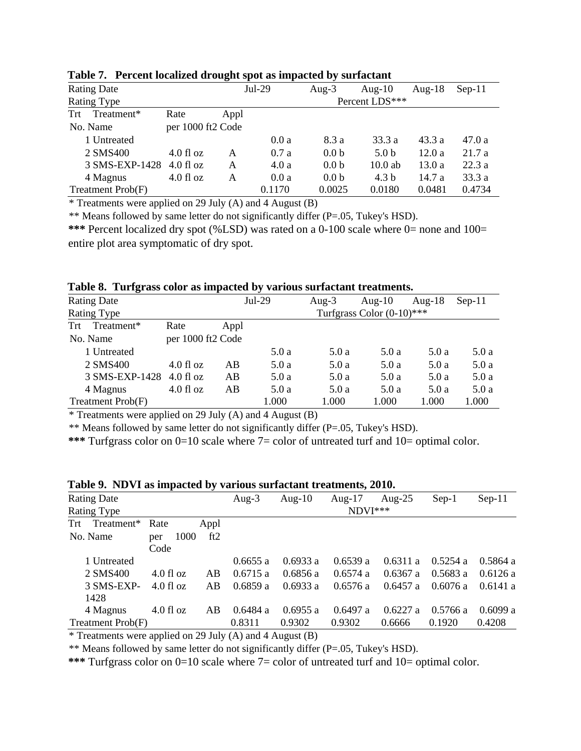**Table 7. Percent localized drought spot as impacted by surfactant**

| Rating Date | | | Jul-29 | Aug-3 | Aug-10 | Aug-18 | Sep-11 |
|---|---|---|---|---|---|---|---|
| Rating Type | | | Percent LDS*** | | | | |
| Trt No. | Treatment* Name | Rate per 1000 ft2 | Appl Code | | | | |
| 1 | Untreated | | | 0.0 a | 8.3 a | 33.3 a | 43.3 a | 47.0 a |
| 2 | SMS400 | 4.0 fl oz | A | 0.7 a | 0.0 b | 5.0 b | 12.0 a | 21.7 a |
| 3 | SMS-EXP-1428 | 4.0 fl oz | A | 4.0 a | 0.0 b | 10.0 ab | 13.0 a | 22.3 a |
| 4 | Magnus | 4.0 fl oz | A | 0.0 a | 0.0 b | 4.3 b | 14.7 a | 33.3 a |
| Treatment Prob(F) | | | | 0.1170 | 0.0025 | 0.0180 | 0.0481 | 0.4734 |

\* Treatments were applied on 29 July (A) and 4 August (B)

** Means followed by same letter do not significantly differ (P=.05, Tukey's HSD).

**\*\*\*** Percent localized dry spot (%LSD) was rated on a 0-100 scale where 0= none and 100= entire plot area symptomatic of dry spot.

**Table 8. Turfgrass color as impacted by various surfactant treatments.**

| Trt No. | Treatment* Name | Rate per 1000 ft2 | Appl Code | Jul-29 | Aug-3 | Aug-10 | Aug-18 | Sep-11 |
|---|---|---|---|---|---|---|---|---|
| Rating Type | | | | Turfgrass Color (0-10)*** | | | | |
| 1 | Untreated | | | 5.0 a | 5.0 a | 5.0 a | 5.0 a | 5.0 a |
| 2 | SMS400 | 4.0 fl oz | AB | 5.0 a | 5.0 a | 5.0 a | 5.0 a | 5.0 a |
| 3 | SMS-EXP-1428 | 4.0 fl oz | AB | 5.0 a | 5.0 a | 5.0 a | 5.0 a | 5.0 a |
| 4 | Magnus | 4.0 fl oz | AB | 5.0 a | 5.0 a | 5.0 a | 5.0 a | 5.0 a |
| Treatment Prob(F) | | | | 1.000 | 1.000 | 1.000 | 1.000 | 1.000 |

\* Treatments were applied on 29 July (A) and 4 August (B)

** Means followed by same letter do not significantly differ (P=.05, Tukey's HSD).

**\*\*\*** Turfgrass color on 0=10 scale where 7= color of untreated turf and 10= optimal color.

**Table 9. NDVI as impacted by various surfactant treatments, 2010.**

| Trt No. | Treatment* Name | Rate per 1000 ft2 | Appl Code | Aug-3 | Aug-10 | Aug-17 | Aug-25 | Sep-1 | Sep-11 |
|---|---|---|---|---|---|---|---|---|---|
| Rating Type | | | | NDVI*** | | | | | |
| 1 | Untreated | | | 0.6655 a | 0.6933 a | 0.6539 a | 0.6311 a | 0.5254 a | 0.5864 a |
| 2 | SMS400 | 4.0 fl oz | AB | 0.6715 a | 0.6856 a | 0.6574 a | 0.6367 a | 0.5683 a | 0.6126 a |
| 3 | SMS-EXP-1428 | 4.0 fl oz | AB | 0.6859 a | 0.6933 a | 0.6576 a | 0.6457 a | 0.6076 a | 0.6141 a |
| 4 | Magnus | 4.0 fl oz | AB | 0.6484 a | 0.6955 a | 0.6497 a | 0.6227 a | 0.5766 a | 0.6099 a |
| Treatment Prob(F) | | | | 0.8311 | 0.9302 | 0.9302 | 0.6666 | 0.1920 | 0.4208 |

\* Treatments were applied on 29 July (A) and 4 August (B)

** Means followed by same letter do not significantly differ (P=.05, Tukey's HSD).

**\*\*\*** Turfgrass color on 0=10 scale where 7= color of untreated turf and 10= optimal color.